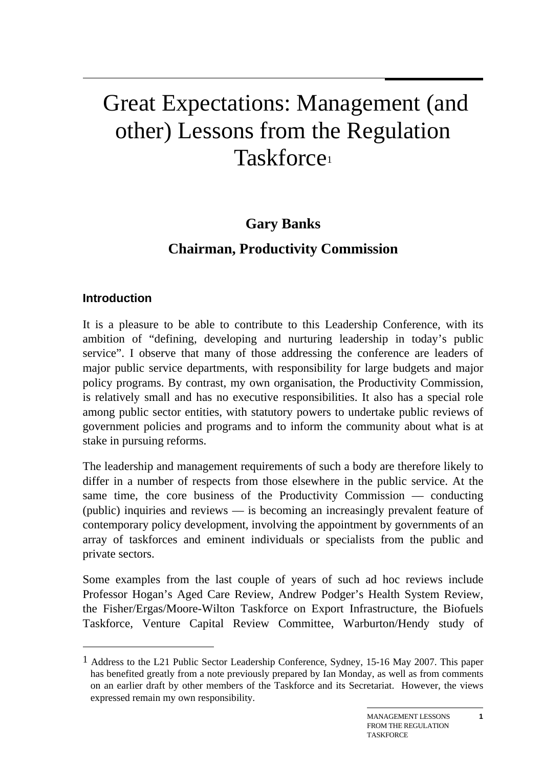# Great Expectations: Management (and other) Lessons from the Regulation Taskforce[1]

**Gary Banks**

**Chairman, Productivity Commission**

### Introduction

It is a pleasure to be able to contribute to this Leadership Conference, with its ambition of "defining, developing and nurturing leadership in today's public service". I observe that many of those addressing the conference are leaders of major public service departments, with responsibility for large budgets and major policy programs. By contrast, my own organisation, the Productivity Commission, is relatively small and has no executive responsibilities. It also has a special role among public sector entities, with statutory powers to undertake public reviews of government policies and programs and to inform the community about what is at stake in pursuing reforms.

The leadership and management requirements of such a body are therefore likely to differ in a number of respects from those elsewhere in the public service. At the same time, the core business of the Productivity Commission — conducting (public) inquiries and reviews — is becoming an increasingly prevalent feature of contemporary policy development, involving the appointment by governments of an array of taskforces and eminent individuals or specialists from the public and private sectors.

Some examples from the last couple of years of such ad hoc reviews include Professor Hogan's Aged Care Review, Andrew Podger's Health System Review, the Fisher/Ergas/Moore-Wilton Taskforce on Export Infrastructure, the Biofuels Taskforce, Venture Capital Review Committee, Warburton/Hendy study of

---

[1] Address to the L21 Public Sector Leadership Conference, Sydney, 15-16 May 2007. This paper has benefited greatly from a note previously prepared by Ian Monday, as well as from comments on an earlier draft by other members of the Taskforce and its Secretariat. However, the views expressed remain my own responsibility.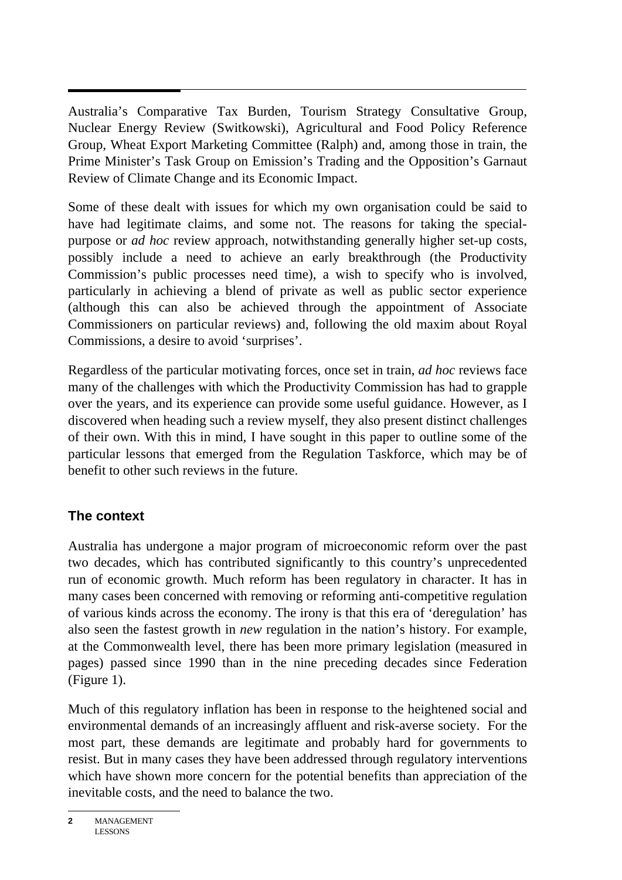Australia's Comparative Tax Burden, Tourism Strategy Consultative Group, Nuclear Energy Review (Switkowski), Agricultural and Food Policy Reference Group, Wheat Export Marketing Committee (Ralph) and, among those in train, the Prime Minister's Task Group on Emission's Trading and the Opposition's Garnaut Review of Climate Change and its Economic Impact.

Some of these dealt with issues for which my own organisation could be said to have had legitimate claims, and some not. The reasons for taking the special-purpose or *ad hoc* review approach, notwithstanding generally higher set-up costs, possibly include a need to achieve an early breakthrough (the Productivity Commission's public processes need time), a wish to specify who is involved, particularly in achieving a blend of private as well as public sector experience (although this can also be achieved through the appointment of Associate Commissioners on particular reviews) and, following the old maxim about Royal Commissions, a desire to avoid 'surprises'.

Regardless of the particular motivating forces, once set in train, *ad hoc* reviews face many of the challenges with which the Productivity Commission has had to grapple over the years, and its experience can provide some useful guidance. However, as I discovered when heading such a review myself, they also present distinct challenges of their own. With this in mind, I have sought in this paper to outline some of the particular lessons that emerged from the Regulation Taskforce, which may be of benefit to other such reviews in the future.

## The context

Australia has undergone a major program of microeconomic reform over the past two decades, which has contributed significantly to this country's unprecedented run of economic growth. Much reform has been regulatory in character. It has in many cases been concerned with removing or reforming anti-competitive regulation of various kinds across the economy. The irony is that this era of 'deregulation' has also seen the fastest growth in *new* regulation in the nation's history. For example, at the Commonwealth level, there has been more primary legislation (measured in pages) passed since 1990 than in the nine preceding decades since Federation (Figure 1).

Much of this regulatory inflation has been in response to the heightened social and environmental demands of an increasingly affluent and risk-averse society. For the most part, these demands are legitimate and probably hard for governments to resist. But in many cases they have been addressed through regulatory interventions which have shown more concern for the potential benefits than appreciation of the inevitable costs, and the need to balance the two.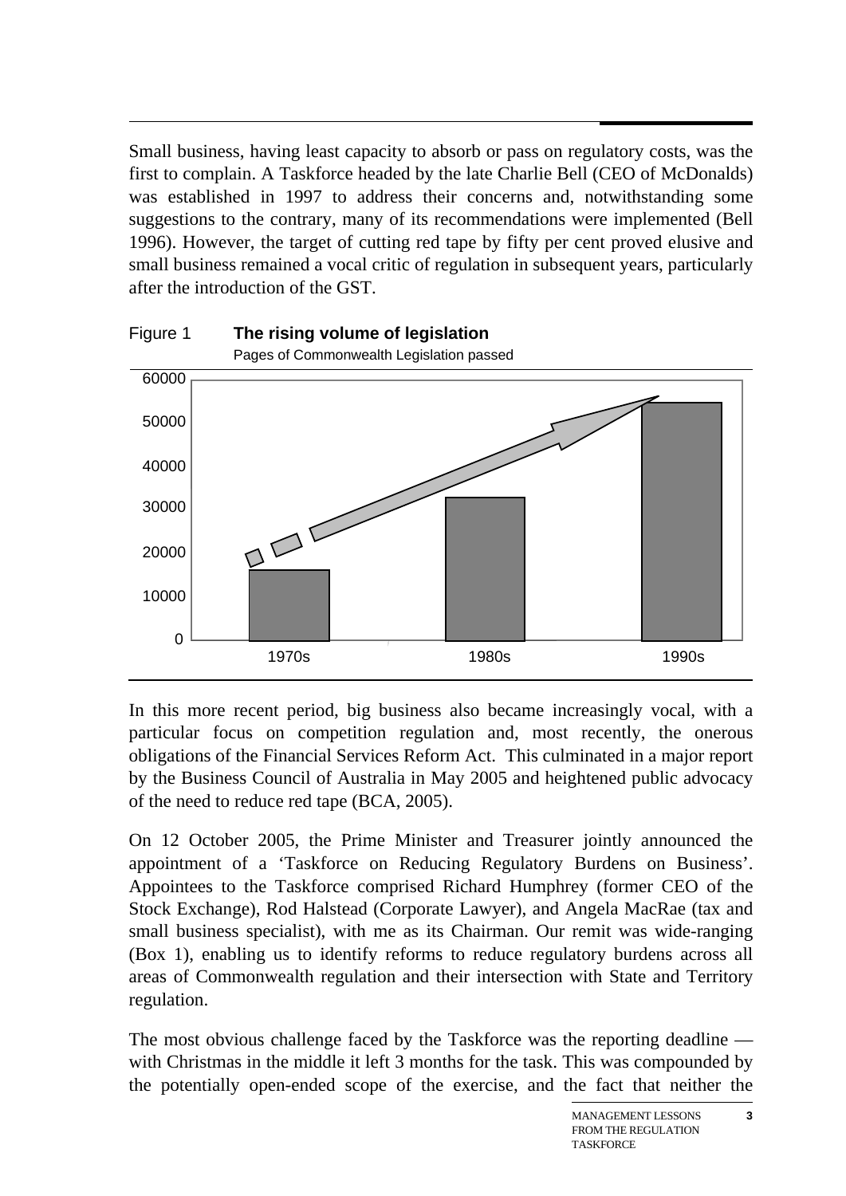Small business, having least capacity to absorb or pass on regulatory costs, was the first to complain. A Taskforce headed by the late Charlie Bell (CEO of McDonalds) was established in 1997 to address their concerns and, notwithstanding some suggestions to the contrary, many of its recommendations were implemented (Bell 1996). However, the target of cutting red tape by fifty per cent proved elusive and small business remained a vocal critic of regulation in subsequent years, particularly after the introduction of the GST.

Figure 1 **The rising volume of legislation**

Pages of Commonwealth Legislation passed

In this more recent period, big business also became increasingly vocal, with a particular focus on competition regulation and, most recently, the onerous obligations of the Financial Services Reform Act. This culminated in a major report by the Business Council of Australia in May 2005 and heightened public advocacy of the need to reduce red tape (BCA, 2005).

On 12 October 2005, the Prime Minister and Treasurer jointly announced the appointment of a 'Taskforce on Reducing Regulatory Burdens on Business'. Appointees to the Taskforce comprised Richard Humphrey (former CEO of the Stock Exchange), Rod Halstead (Corporate Lawyer), and Angela MacRae (tax and small business specialist), with me as its Chairman. Our remit was wide-ranging (Box 1), enabling us to identify reforms to reduce regulatory burdens across all areas of Commonwealth regulation and their intersection with State and Territory regulation.

The most obvious challenge faced by the Taskforce was the reporting deadline — with Christmas in the middle it left 3 months for the task. This was compounded by the potentially open-ended scope of the exercise, and the fact that neither the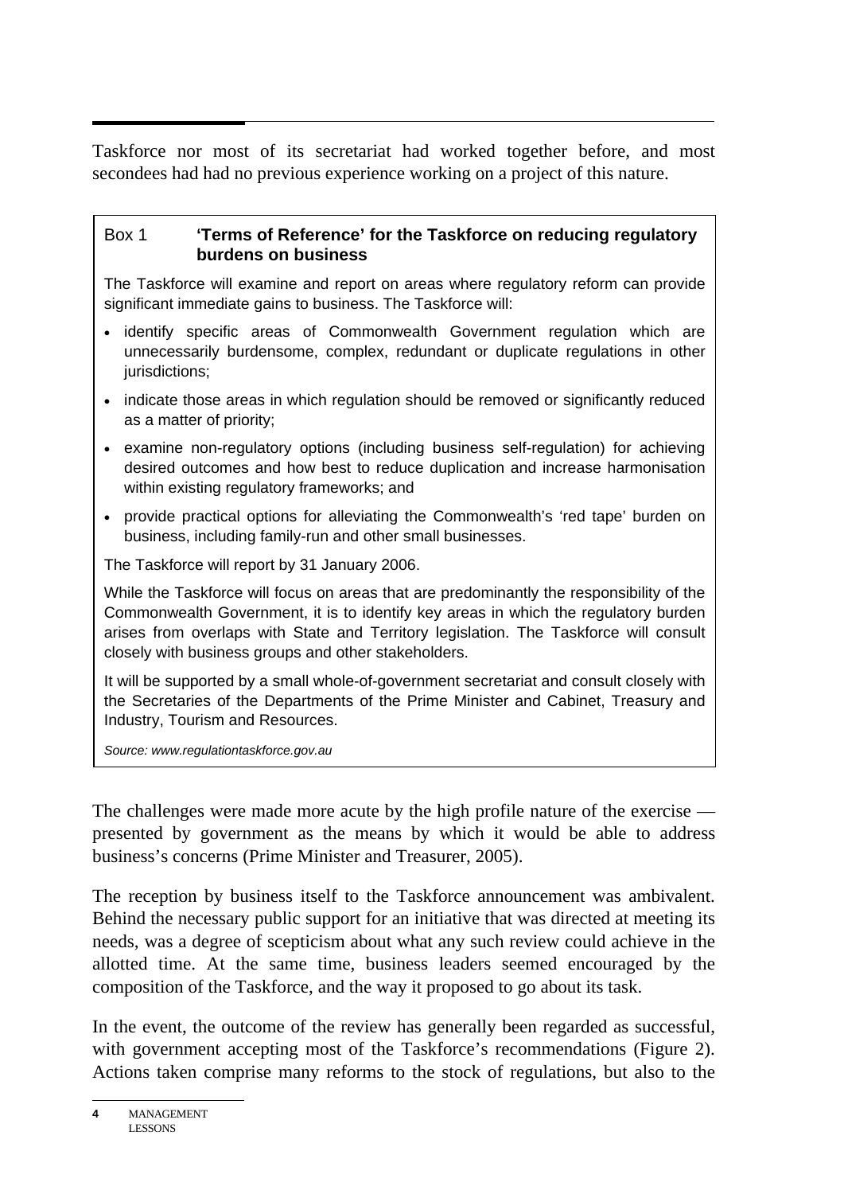Taskforce nor most of its secretariat had worked together before, and most secondees had had no previous experience working on a project of this nature.

> **Box 1 'Terms of Reference' for the Taskforce on reducing regulatory burdens on business**
>
> The Taskforce will examine and report on areas where regulatory reform can provide significant immediate gains to business. The Taskforce will:
>
> - identify specific areas of Commonwealth Government regulation which are unnecessarily burdensome, complex, redundant or duplicate regulations in other jurisdictions;
> - indicate those areas in which regulation should be removed or significantly reduced as a matter of priority;
> - examine non-regulatory options (including business self-regulation) for achieving desired outcomes and how best to reduce duplication and increase harmonisation within existing regulatory frameworks; and
> - provide practical options for alleviating the Commonwealth's 'red tape' burden on business, including family-run and other small businesses.
>
> The Taskforce will report by 31 January 2006.
>
> While the Taskforce will focus on areas that are predominantly the responsibility of the Commonwealth Government, it is to identify key areas in which the regulatory burden arises from overlaps with State and Territory legislation. The Taskforce will consult closely with business groups and other stakeholders.
>
> It will be supported by a small whole-of-government secretariat and consult closely with the Secretaries of the Departments of the Prime Minister and Cabinet, Treasury and Industry, Tourism and Resources.
>
> *Source: www.regulationtaskforce.gov.au*

The challenges were made more acute by the high profile nature of the exercise — presented by government as the means by which it would be able to address business's concerns (Prime Minister and Treasurer, 2005).

The reception by business itself to the Taskforce announcement was ambivalent. Behind the necessary public support for an initiative that was directed at meeting its needs, was a degree of scepticism about what any such review could achieve in the allotted time. At the same time, business leaders seemed encouraged by the composition of the Taskforce, and the way it proposed to go about its task.

In the event, the outcome of the review has generally been regarded as successful, with government accepting most of the Taskforce's recommendations (Figure 2). Actions taken comprise many reforms to the stock of regulations, but also to the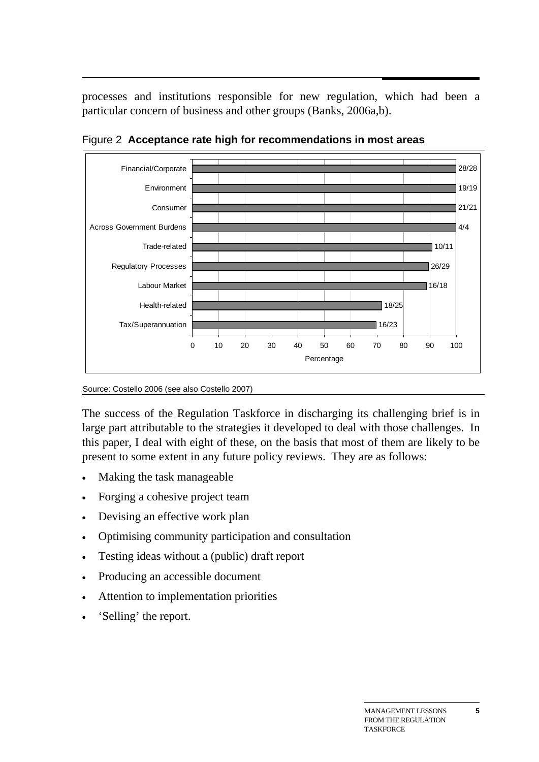processes and institutions responsible for new regulation, which had been a particular concern of business and other groups (Banks, 2006a,b).

Figure 2 **Acceptance rate high for recommendations in most areas**

| Area | Accepted | Percentage |
| --- | --- | --- |
| Financial/Corporate | 28/28 | 100 |
| Environment | 19/19 | 100 |
| Consumer | 21/21 | 100 |
| Across Government Burdens | 4/4 | 100 |
| Trade-related | 10/11 | 91 |
| Regulatory Processes | 26/29 | 90 |
| Labour Market | 16/18 | 89 |
| Health-related | 18/25 | 72 |
| Tax/Superannuation | 16/23 | 70 |

Source: Costello 2006 (see also Costello 2007)

The success of the Regulation Taskforce in discharging its challenging brief is in large part attributable to the strategies it developed to deal with those challenges. In this paper, I deal with eight of these, on the basis that most of them are likely to be present to some extent in any future policy reviews. They are as follows:

- Making the task manageable
- Forging a cohesive project team
- Devising an effective work plan
- Optimising community participation and consultation
- Testing ideas without a (public) draft report
- Producing an accessible document
- Attention to implementation priorities
- 'Selling' the report.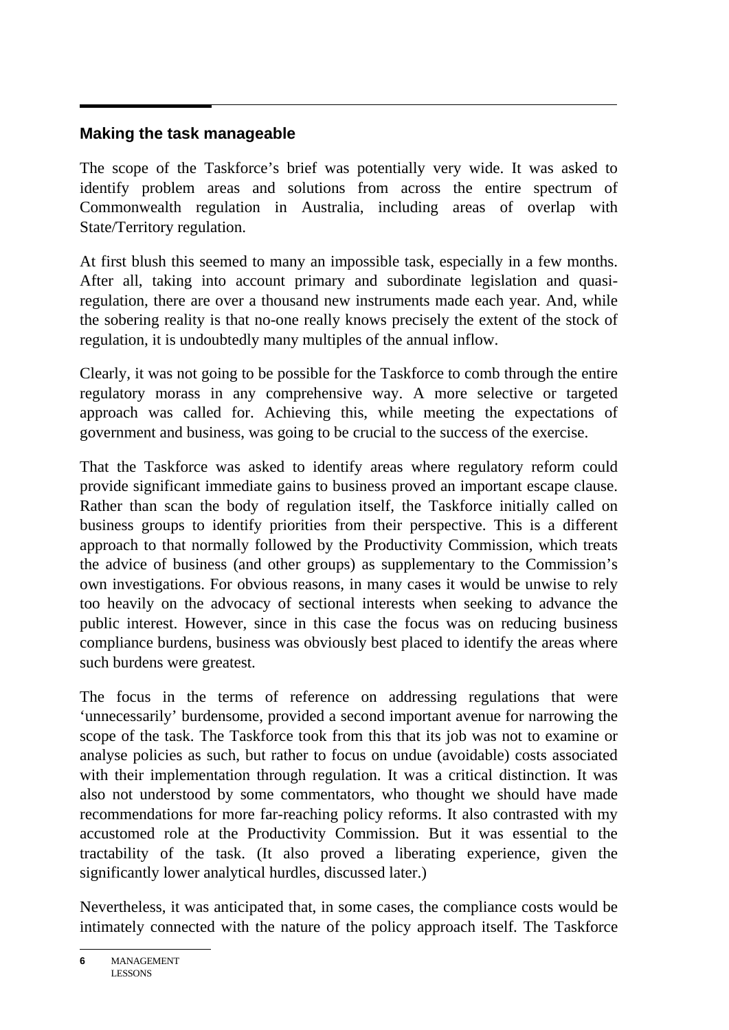## Making the task manageable

The scope of the Taskforce's brief was potentially very wide. It was asked to identify problem areas and solutions from across the entire spectrum of Commonwealth regulation in Australia, including areas of overlap with State/Territory regulation.

At first blush this seemed to many an impossible task, especially in a few months. After all, taking into account primary and subordinate legislation and quasi-regulation, there are over a thousand new instruments made each year. And, while the sobering reality is that no-one really knows precisely the extent of the stock of regulation, it is undoubtedly many multiples of the annual inflow.

Clearly, it was not going to be possible for the Taskforce to comb through the entire regulatory morass in any comprehensive way. A more selective or targeted approach was called for. Achieving this, while meeting the expectations of government and business, was going to be crucial to the success of the exercise.

That the Taskforce was asked to identify areas where regulatory reform could provide significant immediate gains to business proved an important escape clause. Rather than scan the body of regulation itself, the Taskforce initially called on business groups to identify priorities from their perspective. This is a different approach to that normally followed by the Productivity Commission, which treats the advice of business (and other groups) as supplementary to the Commission's own investigations. For obvious reasons, in many cases it would be unwise to rely too heavily on the advocacy of sectional interests when seeking to advance the public interest. However, since in this case the focus was on reducing business compliance burdens, business was obviously best placed to identify the areas where such burdens were greatest.

The focus in the terms of reference on addressing regulations that were 'unnecessarily' burdensome, provided a second important avenue for narrowing the scope of the task. The Taskforce took from this that its job was not to examine or analyse policies as such, but rather to focus on undue (avoidable) costs associated with their implementation through regulation. It was a critical distinction. It was also not understood by some commentators, who thought we should have made recommendations for more far-reaching policy reforms. It also contrasted with my accustomed role at the Productivity Commission. But it was essential to the tractability of the task. (It also proved a liberating experience, given the significantly lower analytical hurdles, discussed later.)

Nevertheless, it was anticipated that, in some cases, the compliance costs would be intimately connected with the nature of the policy approach itself. The Taskforce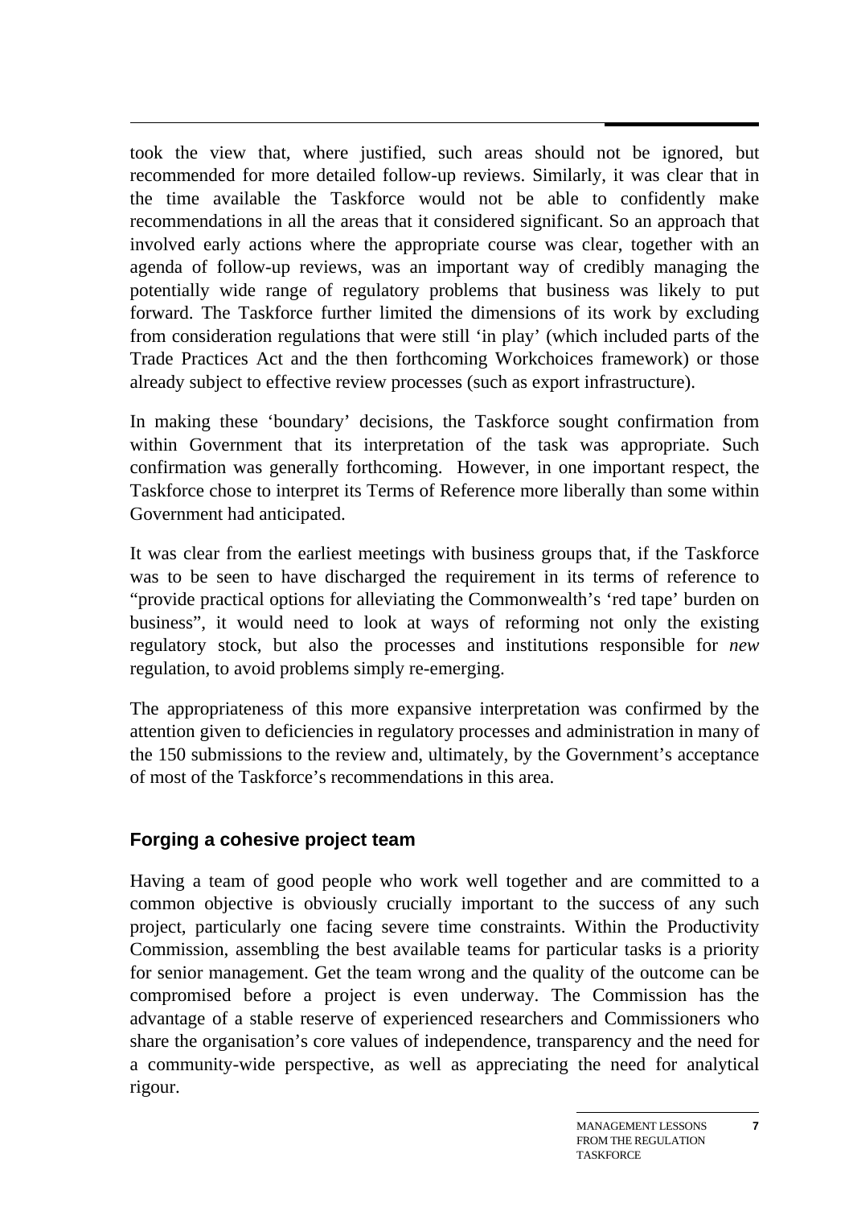took the view that, where justified, such areas should not be ignored, but recommended for more detailed follow-up reviews. Similarly, it was clear that in the time available the Taskforce would not be able to confidently make recommendations in all the areas that it considered significant. So an approach that involved early actions where the appropriate course was clear, together with an agenda of follow-up reviews, was an important way of credibly managing the potentially wide range of regulatory problems that business was likely to put forward. The Taskforce further limited the dimensions of its work by excluding from consideration regulations that were still 'in play' (which included parts of the Trade Practices Act and the then forthcoming Workchoices framework) or those already subject to effective review processes (such as export infrastructure).

In making these 'boundary' decisions, the Taskforce sought confirmation from within Government that its interpretation of the task was appropriate. Such confirmation was generally forthcoming. However, in one important respect, the Taskforce chose to interpret its Terms of Reference more liberally than some within Government had anticipated.

It was clear from the earliest meetings with business groups that, if the Taskforce was to be seen to have discharged the requirement in its terms of reference to "provide practical options for alleviating the Commonwealth's 'red tape' burden on business", it would need to look at ways of reforming not only the existing regulatory stock, but also the processes and institutions responsible for *new* regulation, to avoid problems simply re-emerging.

The appropriateness of this more expansive interpretation was confirmed by the attention given to deficiencies in regulatory processes and administration in many of the 150 submissions to the review and, ultimately, by the Government's acceptance of most of the Taskforce's recommendations in this area.

## Forging a cohesive project team

Having a team of good people who work well together and are committed to a common objective is obviously crucially important to the success of any such project, particularly one facing severe time constraints. Within the Productivity Commission, assembling the best available teams for particular tasks is a priority for senior management. Get the team wrong and the quality of the outcome can be compromised before a project is even underway. The Commission has the advantage of a stable reserve of experienced researchers and Commissioners who share the organisation's core values of independence, transparency and the need for a community-wide perspective, as well as appreciating the need for analytical rigour.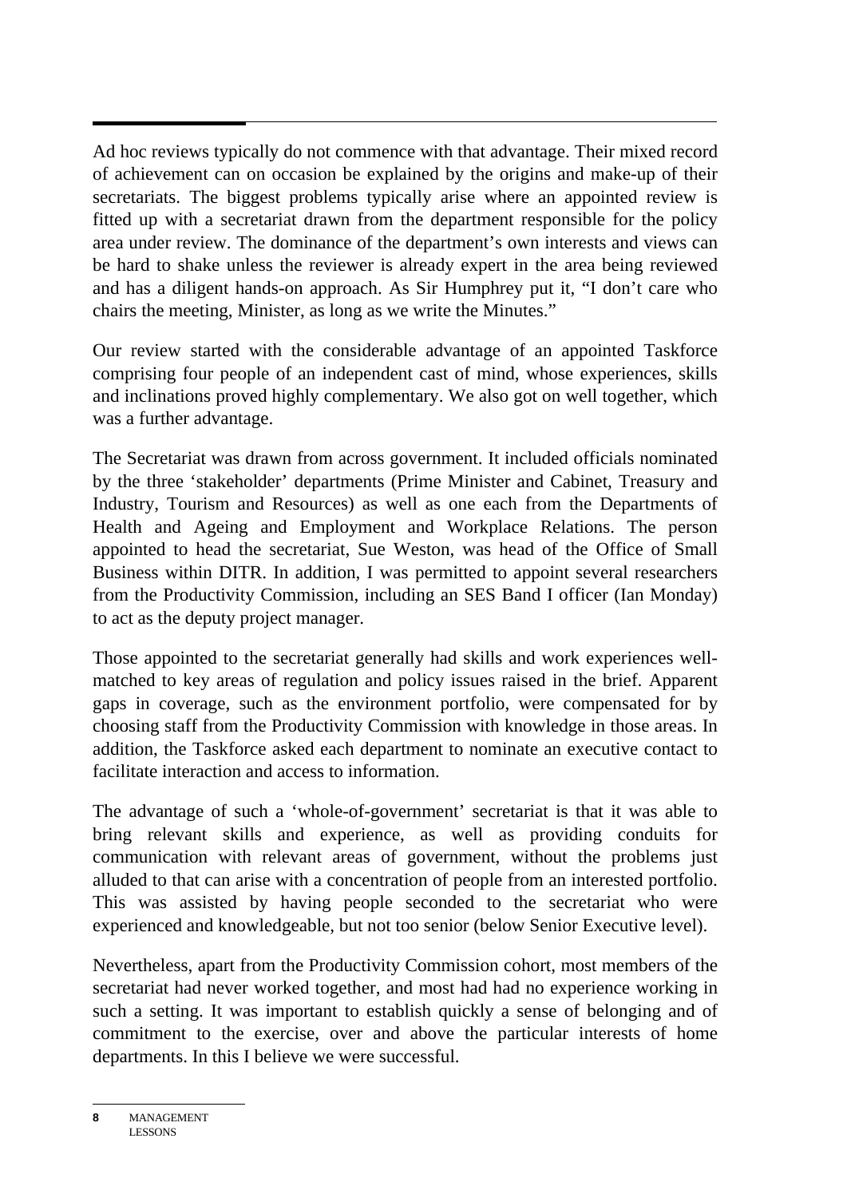Ad hoc reviews typically do not commence with that advantage. Their mixed record of achievement can on occasion be explained by the origins and make-up of their secretariats. The biggest problems typically arise where an appointed review is fitted up with a secretariat drawn from the department responsible for the policy area under review. The dominance of the department's own interests and views can be hard to shake unless the reviewer is already expert in the area being reviewed and has a diligent hands-on approach. As Sir Humphrey put it, "I don't care who chairs the meeting, Minister, as long as we write the Minutes."

Our review started with the considerable advantage of an appointed Taskforce comprising four people of an independent cast of mind, whose experiences, skills and inclinations proved highly complementary. We also got on well together, which was a further advantage.

The Secretariat was drawn from across government. It included officials nominated by the three 'stakeholder' departments (Prime Minister and Cabinet, Treasury and Industry, Tourism and Resources) as well as one each from the Departments of Health and Ageing and Employment and Workplace Relations. The person appointed to head the secretariat, Sue Weston, was head of the Office of Small Business within DITR. In addition, I was permitted to appoint several researchers from the Productivity Commission, including an SES Band I officer (Ian Monday) to act as the deputy project manager.

Those appointed to the secretariat generally had skills and work experiences well-matched to key areas of regulation and policy issues raised in the brief. Apparent gaps in coverage, such as the environment portfolio, were compensated for by choosing staff from the Productivity Commission with knowledge in those areas. In addition, the Taskforce asked each department to nominate an executive contact to facilitate interaction and access to information.

The advantage of such a 'whole-of-government' secretariat is that it was able to bring relevant skills and experience, as well as providing conduits for communication with relevant areas of government, without the problems just alluded to that can arise with a concentration of people from an interested portfolio. This was assisted by having people seconded to the secretariat who were experienced and knowledgeable, but not too senior (below Senior Executive level).

Nevertheless, apart from the Productivity Commission cohort, most members of the secretariat had never worked together, and most had had no experience working in such a setting. It was important to establish quickly a sense of belonging and of commitment to the exercise, over and above the particular interests of home departments. In this I believe we were successful.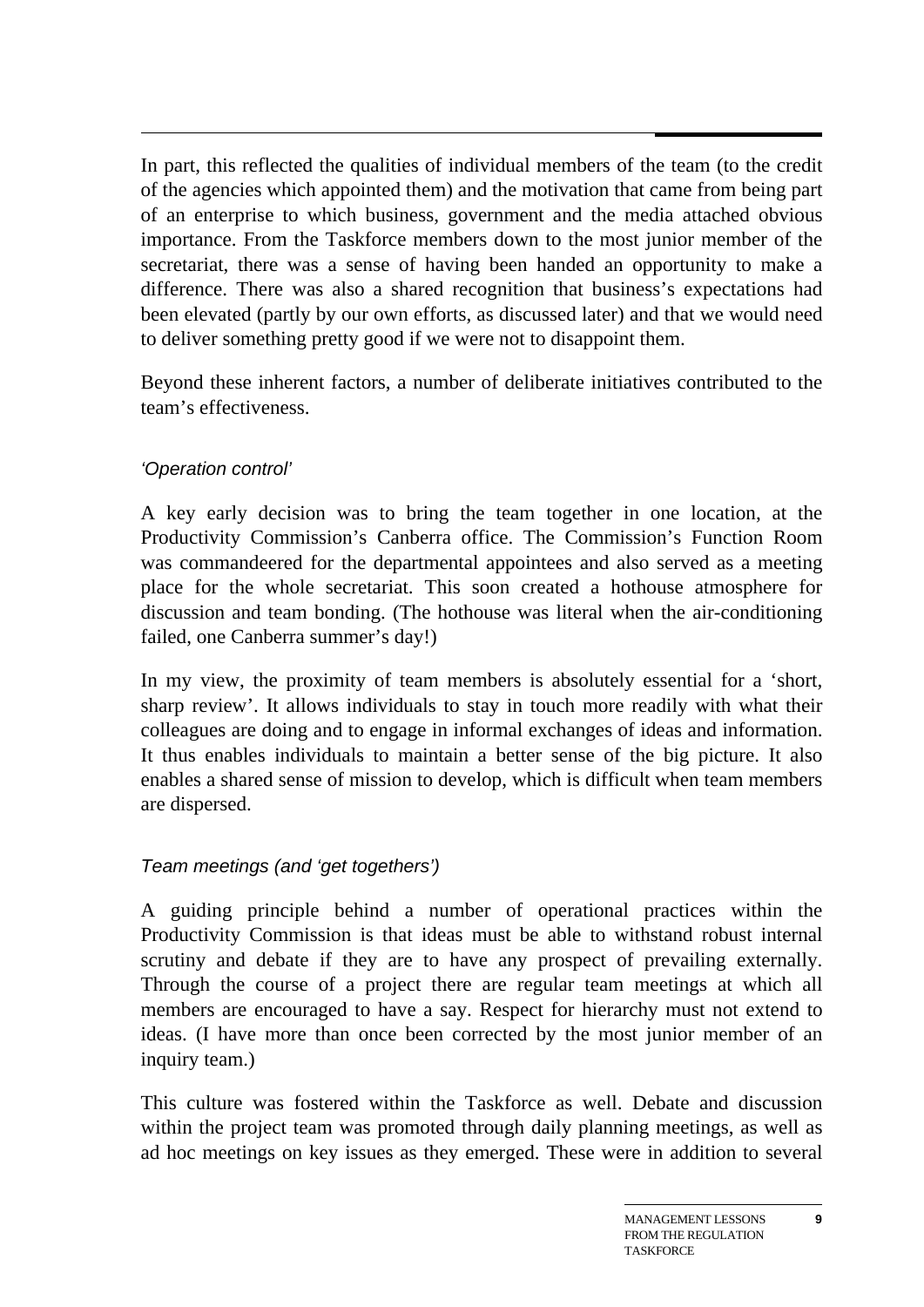In part, this reflected the qualities of individual members of the team (to the credit of the agencies which appointed them) and the motivation that came from being part of an enterprise to which business, government and the media attached obvious importance. From the Taskforce members down to the most junior member of the secretariat, there was a sense of having been handed an opportunity to make a difference. There was also a shared recognition that business's expectations had been elevated (partly by our own efforts, as discussed later) and that we would need to deliver something pretty good if we were not to disappoint them.

Beyond these inherent factors, a number of deliberate initiatives contributed to the team's effectiveness.

#### *'Operation control'*

A key early decision was to bring the team together in one location, at the Productivity Commission's Canberra office. The Commission's Function Room was commandeered for the departmental appointees and also served as a meeting place for the whole secretariat. This soon created a hothouse atmosphere for discussion and team bonding. (The hothouse was literal when the air-conditioning failed, one Canberra summer's day!)

In my view, the proximity of team members is absolutely essential for a 'short, sharp review'. It allows individuals to stay in touch more readily with what their colleagues are doing and to engage in informal exchanges of ideas and information. It thus enables individuals to maintain a better sense of the big picture. It also enables a shared sense of mission to develop, which is difficult when team members are dispersed.

#### *Team meetings (and 'get togethers')*

A guiding principle behind a number of operational practices within the Productivity Commission is that ideas must be able to withstand robust internal scrutiny and debate if they are to have any prospect of prevailing externally. Through the course of a project there are regular team meetings at which all members are encouraged to have a say. Respect for hierarchy must not extend to ideas. (I have more than once been corrected by the most junior member of an inquiry team.)

This culture was fostered within the Taskforce as well. Debate and discussion within the project team was promoted through daily planning meetings, as well as ad hoc meetings on key issues as they emerged. These were in addition to several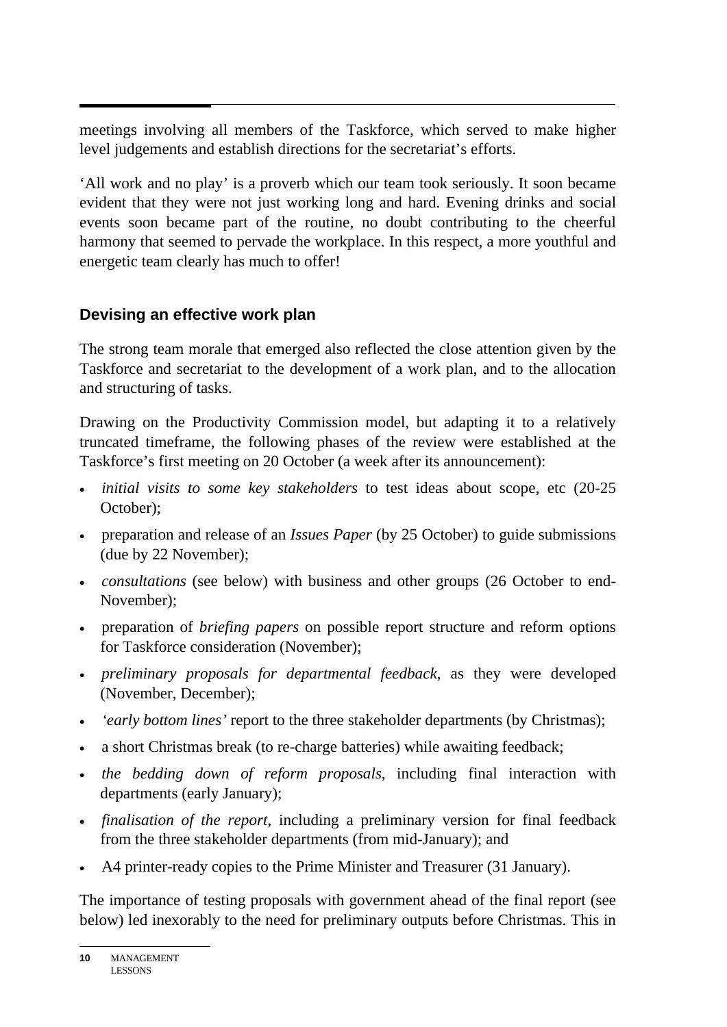meetings involving all members of the Taskforce, which served to make higher level judgements and establish directions for the secretariat's efforts.

'All work and no play' is a proverb which our team took seriously. It soon became evident that they were not just working long and hard. Evening drinks and social events soon became part of the routine, no doubt contributing to the cheerful harmony that seemed to pervade the workplace. In this respect, a more youthful and energetic team clearly has much to offer!

### Devising an effective work plan

The strong team morale that emerged also reflected the close attention given by the Taskforce and secretariat to the development of a work plan, and to the allocation and structuring of tasks.

Drawing on the Productivity Commission model, but adapting it to a relatively truncated timeframe, the following phases of the review were established at the Taskforce's first meeting on 20 October (a week after its announcement):

- *initial visits to some key stakeholders* to test ideas about scope, etc (20-25 October);
- preparation and release of an *Issues Paper* (by 25 October) to guide submissions (due by 22 November);
- *consultations* (see below) with business and other groups (26 October to end-November);
- preparation of *briefing papers* on possible report structure and reform options for Taskforce consideration (November);
- *preliminary proposals for departmental feedback*, as they were developed (November, December);
- *'early bottom lines'* report to the three stakeholder departments (by Christmas);
- a short Christmas break (to re-charge batteries) while awaiting feedback;
- *the bedding down of reform proposals*, including final interaction with departments (early January);
- *finalisation of the report*, including a preliminary version for final feedback from the three stakeholder departments (from mid-January); and
- A4 printer-ready copies to the Prime Minister and Treasurer (31 January).

The importance of testing proposals with government ahead of the final report (see below) led inexorably to the need for preliminary outputs before Christmas. This in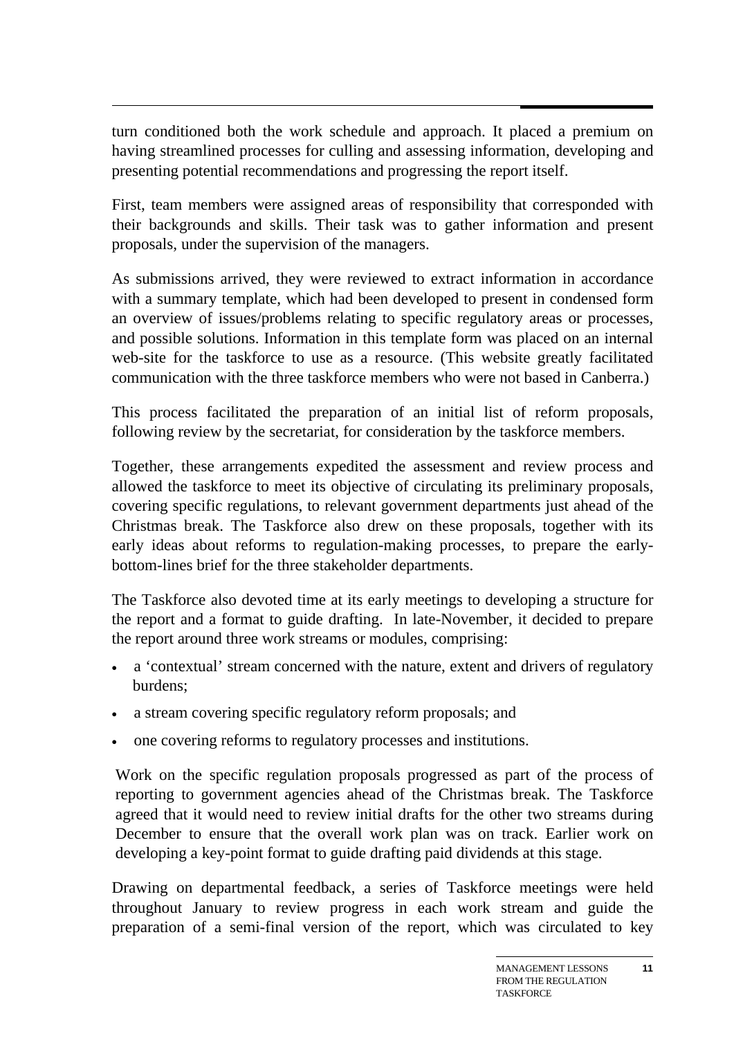turn conditioned both the work schedule and approach. It placed a premium on having streamlined processes for culling and assessing information, developing and presenting potential recommendations and progressing the report itself.

First, team members were assigned areas of responsibility that corresponded with their backgrounds and skills. Their task was to gather information and present proposals, under the supervision of the managers.

As submissions arrived, they were reviewed to extract information in accordance with a summary template, which had been developed to present in condensed form an overview of issues/problems relating to specific regulatory areas or processes, and possible solutions. Information in this template form was placed on an internal web-site for the taskforce to use as a resource. (This website greatly facilitated communication with the three taskforce members who were not based in Canberra.)

This process facilitated the preparation of an initial list of reform proposals, following review by the secretariat, for consideration by the taskforce members.

Together, these arrangements expedited the assessment and review process and allowed the taskforce to meet its objective of circulating its preliminary proposals, covering specific regulations, to relevant government departments just ahead of the Christmas break. The Taskforce also drew on these proposals, together with its early ideas about reforms to regulation-making processes, to prepare the early-bottom-lines brief for the three stakeholder departments.

The Taskforce also devoted time at its early meetings to developing a structure for the report and a format to guide drafting. In late-November, it decided to prepare the report around three work streams or modules, comprising:

- a 'contextual' stream concerned with the nature, extent and drivers of regulatory burdens;
- a stream covering specific regulatory reform proposals; and
- one covering reforms to regulatory processes and institutions.

Work on the specific regulation proposals progressed as part of the process of reporting to government agencies ahead of the Christmas break. The Taskforce agreed that it would need to review initial drafts for the other two streams during December to ensure that the overall work plan was on track. Earlier work on developing a key-point format to guide drafting paid dividends at this stage.

Drawing on departmental feedback, a series of Taskforce meetings were held throughout January to review progress in each work stream and guide the preparation of a semi-final version of the report, which was circulated to key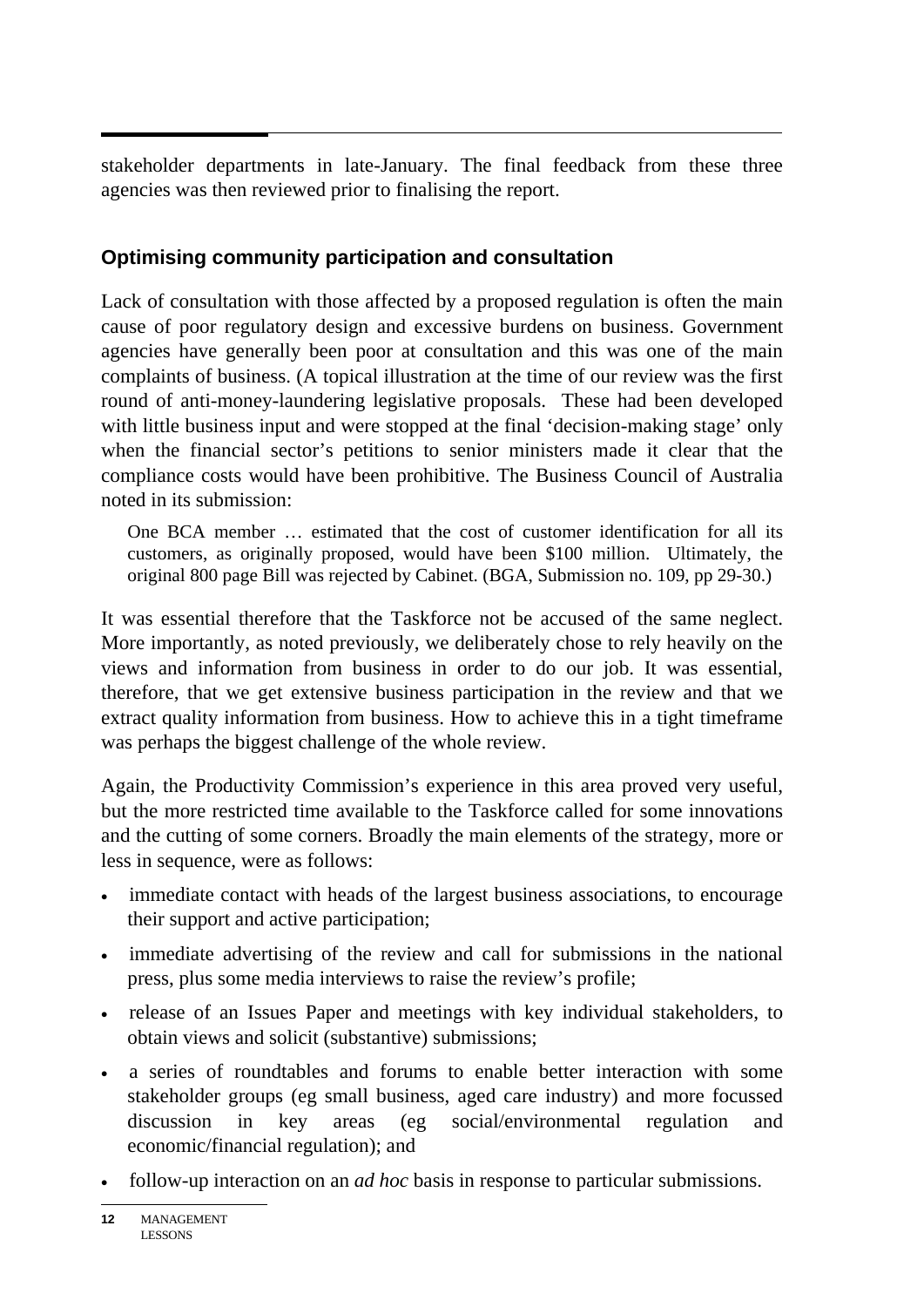stakeholder departments in late-January. The final feedback from these three agencies was then reviewed prior to finalising the report.

### Optimising community participation and consultation

Lack of consultation with those affected by a proposed regulation is often the main cause of poor regulatory design and excessive burdens on business. Government agencies have generally been poor at consultation and this was one of the main complaints of business. (A topical illustration at the time of our review was the first round of anti-money-laundering legislative proposals. These had been developed with little business input and were stopped at the final 'decision-making stage' only when the financial sector's petitions to senior ministers made it clear that the compliance costs would have been prohibitive. The Business Council of Australia noted in its submission:

> One BCA member … estimated that the cost of customer identification for all its customers, as originally proposed, would have been $100 million. Ultimately, the original 800 page Bill was rejected by Cabinet. (BGA, Submission no. 109, pp 29-30.)

It was essential therefore that the Taskforce not be accused of the same neglect. More importantly, as noted previously, we deliberately chose to rely heavily on the views and information from business in order to do our job. It was essential, therefore, that we get extensive business participation in the review and that we extract quality information from business. How to achieve this in a tight timeframe was perhaps the biggest challenge of the whole review.

Again, the Productivity Commission's experience in this area proved very useful, but the more restricted time available to the Taskforce called for some innovations and the cutting of some corners. Broadly the main elements of the strategy, more or less in sequence, were as follows:

- immediate contact with heads of the largest business associations, to encourage their support and active participation;
- immediate advertising of the review and call for submissions in the national press, plus some media interviews to raise the review's profile;
- release of an Issues Paper and meetings with key individual stakeholders, to obtain views and solicit (substantive) submissions;
- a series of roundtables and forums to enable better interaction with some stakeholder groups (eg small business, aged care industry) and more focussed discussion in key areas (eg social/environmental regulation and economic/financial regulation); and
- follow-up interaction on an *ad hoc* basis in response to particular submissions.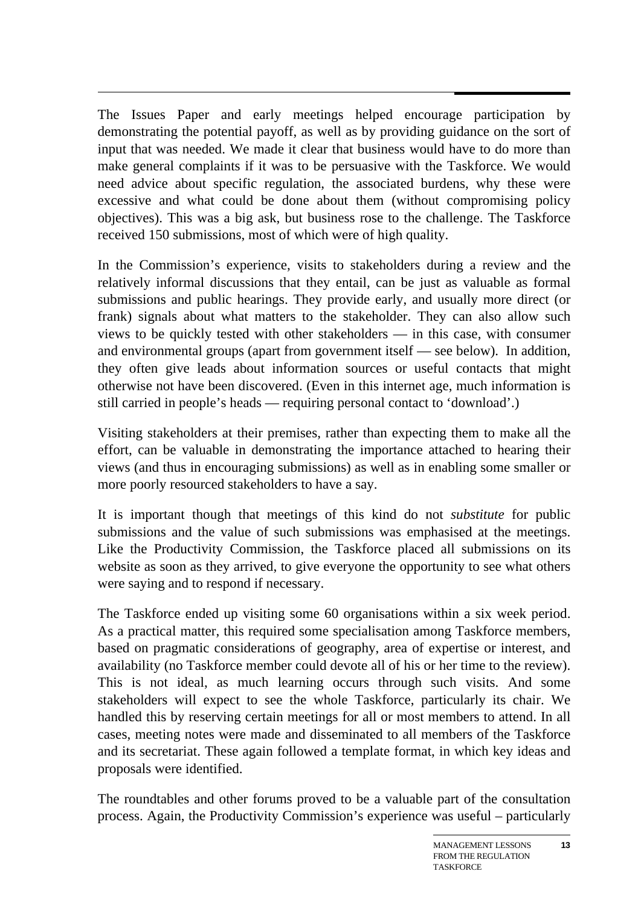The Issues Paper and early meetings helped encourage participation by demonstrating the potential payoff, as well as by providing guidance on the sort of input that was needed. We made it clear that business would have to do more than make general complaints if it was to be persuasive with the Taskforce. We would need advice about specific regulation, the associated burdens, why these were excessive and what could be done about them (without compromising policy objectives). This was a big ask, but business rose to the challenge. The Taskforce received 150 submissions, most of which were of high quality.

In the Commission's experience, visits to stakeholders during a review and the relatively informal discussions that they entail, can be just as valuable as formal submissions and public hearings. They provide early, and usually more direct (or frank) signals about what matters to the stakeholder. They can also allow such views to be quickly tested with other stakeholders — in this case, with consumer and environmental groups (apart from government itself — see below). In addition, they often give leads about information sources or useful contacts that might otherwise not have been discovered. (Even in this internet age, much information is still carried in people's heads — requiring personal contact to 'download'.)

Visiting stakeholders at their premises, rather than expecting them to make all the effort, can be valuable in demonstrating the importance attached to hearing their views (and thus in encouraging submissions) as well as in enabling some smaller or more poorly resourced stakeholders to have a say.

It is important though that meetings of this kind do not *substitute* for public submissions and the value of such submissions was emphasised at the meetings. Like the Productivity Commission, the Taskforce placed all submissions on its website as soon as they arrived, to give everyone the opportunity to see what others were saying and to respond if necessary.

The Taskforce ended up visiting some 60 organisations within a six week period. As a practical matter, this required some specialisation among Taskforce members, based on pragmatic considerations of geography, area of expertise or interest, and availability (no Taskforce member could devote all of his or her time to the review). This is not ideal, as much learning occurs through such visits. And some stakeholders will expect to see the whole Taskforce, particularly its chair. We handled this by reserving certain meetings for all or most members to attend. In all cases, meeting notes were made and disseminated to all members of the Taskforce and its secretariat. These again followed a template format, in which key ideas and proposals were identified.

The roundtables and other forums proved to be a valuable part of the consultation process. Again, the Productivity Commission's experience was useful – particularly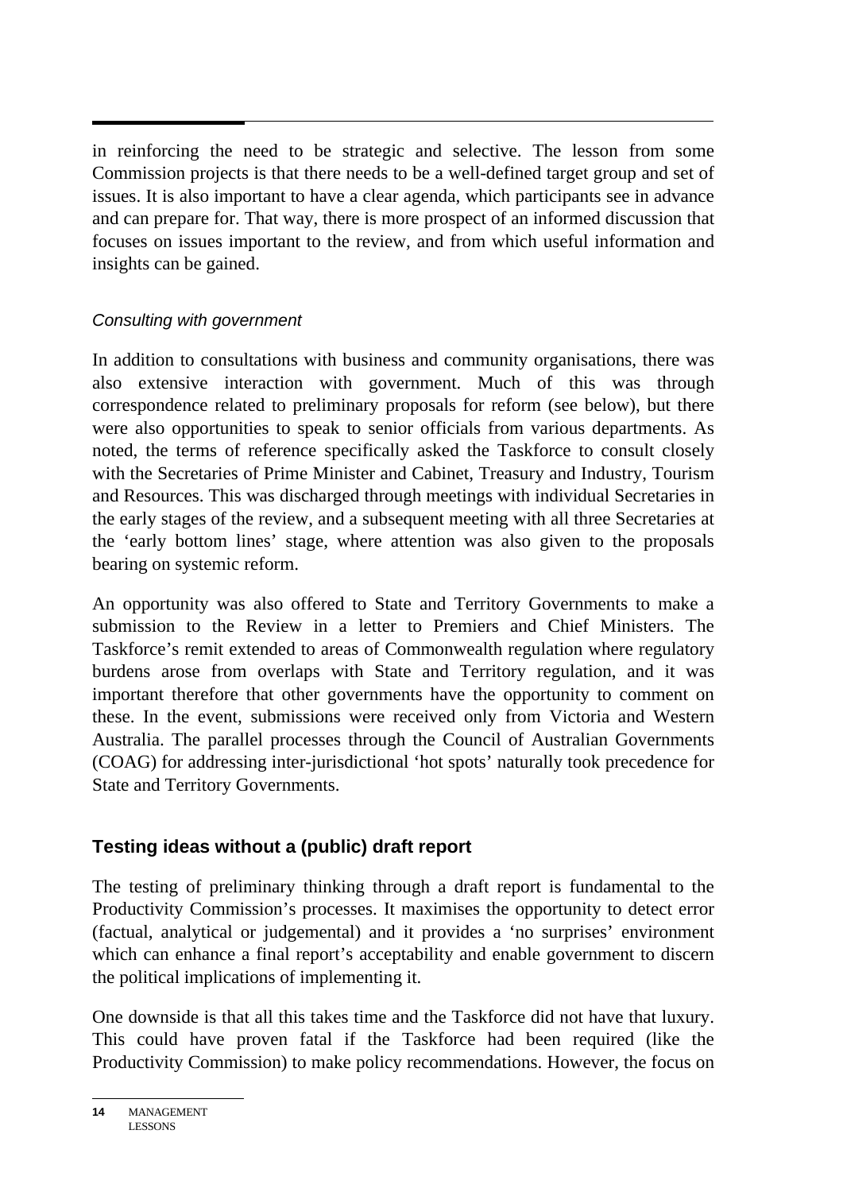in reinforcing the need to be strategic and selective. The lesson from some Commission projects is that there needs to be a well-defined target group and set of issues. It is also important to have a clear agenda, which participants see in advance and can prepare for. That way, there is more prospect of an informed discussion that focuses on issues important to the review, and from which useful information and insights can be gained.

### *Consulting with government*

In addition to consultations with business and community organisations, there was also extensive interaction with government. Much of this was through correspondence related to preliminary proposals for reform (see below), but there were also opportunities to speak to senior officials from various departments. As noted, the terms of reference specifically asked the Taskforce to consult closely with the Secretaries of Prime Minister and Cabinet, Treasury and Industry, Tourism and Resources. This was discharged through meetings with individual Secretaries in the early stages of the review, and a subsequent meeting with all three Secretaries at the 'early bottom lines' stage, where attention was also given to the proposals bearing on systemic reform.

An opportunity was also offered to State and Territory Governments to make a submission to the Review in a letter to Premiers and Chief Ministers. The Taskforce's remit extended to areas of Commonwealth regulation where regulatory burdens arose from overlaps with State and Territory regulation, and it was important therefore that other governments have the opportunity to comment on these. In the event, submissions were received only from Victoria and Western Australia. The parallel processes through the Council of Australian Governments (COAG) for addressing inter-jurisdictional 'hot spots' naturally took precedence for State and Territory Governments.

## Testing ideas without a (public) draft report

The testing of preliminary thinking through a draft report is fundamental to the Productivity Commission's processes. It maximises the opportunity to detect error (factual, analytical or judgemental) and it provides a 'no surprises' environment which can enhance a final report's acceptability and enable government to discern the political implications of implementing it.

One downside is that all this takes time and the Taskforce did not have that luxury. This could have proven fatal if the Taskforce had been required (like the Productivity Commission) to make policy recommendations. However, the focus on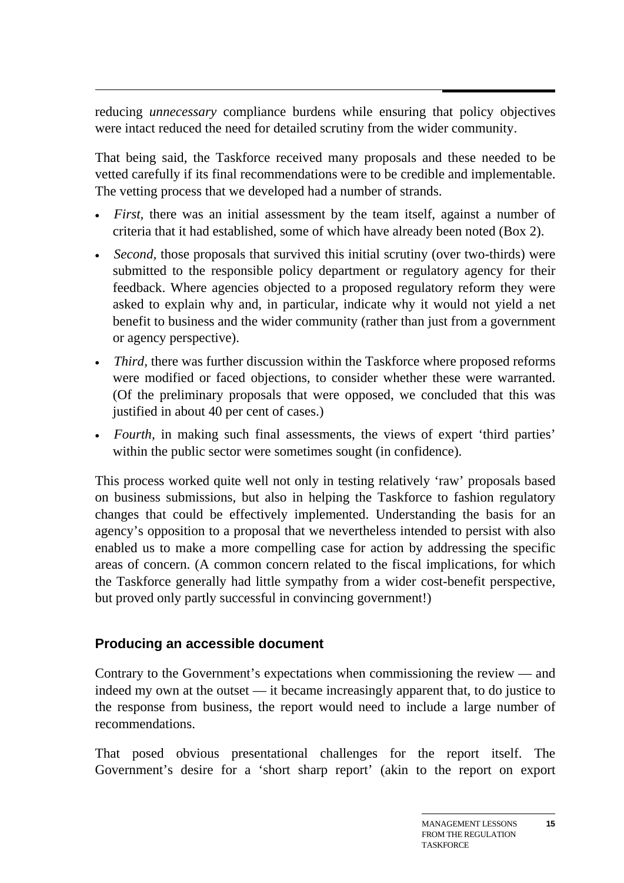reducing *unnecessary* compliance burdens while ensuring that policy objectives were intact reduced the need for detailed scrutiny from the wider community.

That being said, the Taskforce received many proposals and these needed to be vetted carefully if its final recommendations were to be credible and implementable. The vetting process that we developed had a number of strands.

- *First*, there was an initial assessment by the team itself, against a number of criteria that it had established, some of which have already been noted (Box 2).
- *Second*, those proposals that survived this initial scrutiny (over two-thirds) were submitted to the responsible policy department or regulatory agency for their feedback. Where agencies objected to a proposed regulatory reform they were asked to explain why and, in particular, indicate why it would not yield a net benefit to business and the wider community (rather than just from a government or agency perspective).
- *Third,* there was further discussion within the Taskforce where proposed reforms were modified or faced objections, to consider whether these were warranted. (Of the preliminary proposals that were opposed, we concluded that this was justified in about 40 per cent of cases.)
- *Fourth,* in making such final assessments, the views of expert 'third parties' within the public sector were sometimes sought (in confidence).

This process worked quite well not only in testing relatively 'raw' proposals based on business submissions, but also in helping the Taskforce to fashion regulatory changes that could be effectively implemented. Understanding the basis for an agency's opposition to a proposal that we nevertheless intended to persist with also enabled us to make a more compelling case for action by addressing the specific areas of concern. (A common concern related to the fiscal implications, for which the Taskforce generally had little sympathy from a wider cost-benefit perspective, but proved only partly successful in convincing government!)

### Producing an accessible document

Contrary to the Government's expectations when commissioning the review — and indeed my own at the outset — it became increasingly apparent that, to do justice to the response from business, the report would need to include a large number of recommendations.

That posed obvious presentational challenges for the report itself. The Government's desire for a 'short sharp report' (akin to the report on export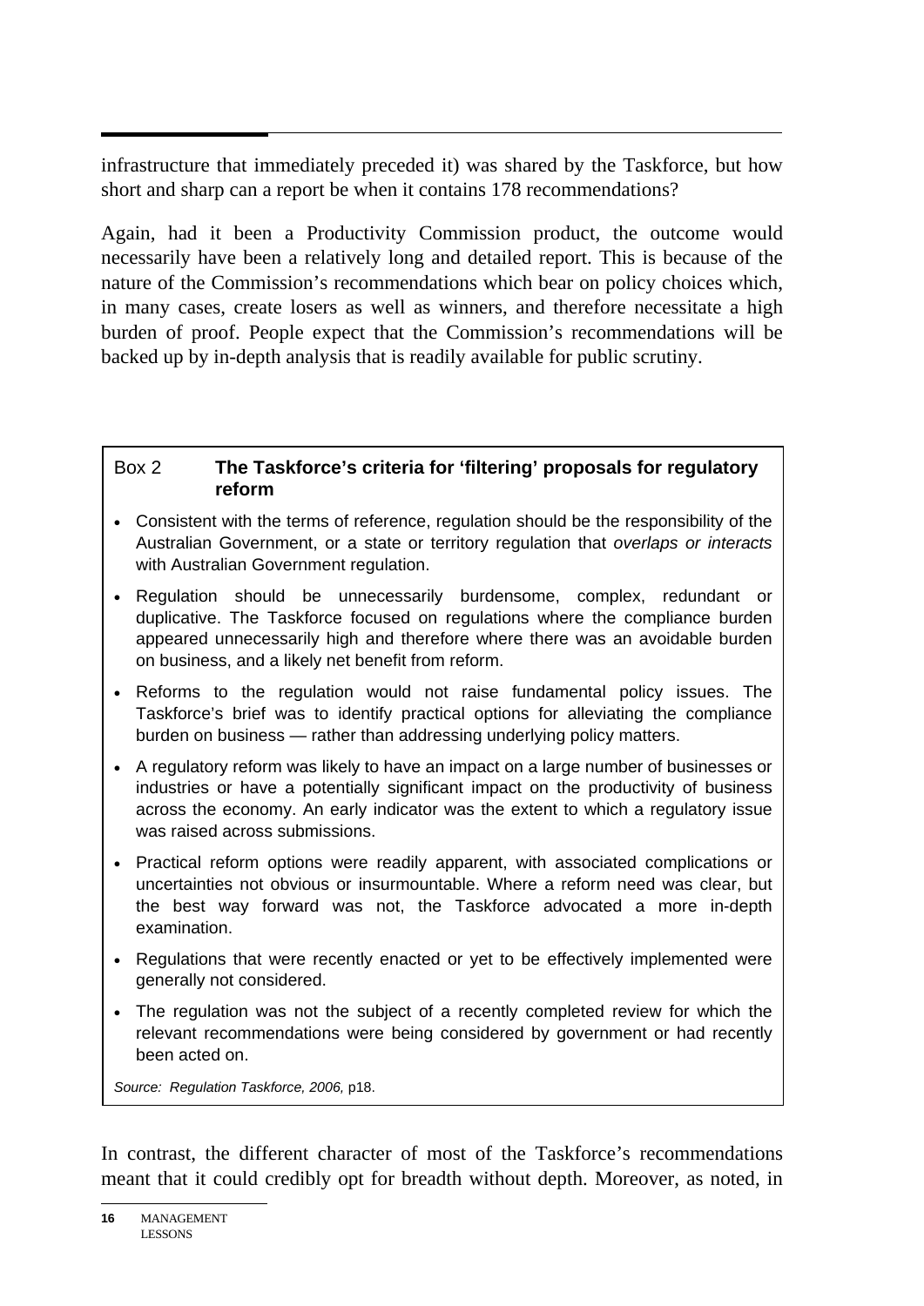infrastructure that immediately preceded it) was shared by the Taskforce, but how short and sharp can a report be when it contains 178 recommendations?

Again, had it been a Productivity Commission product, the outcome would necessarily have been a relatively long and detailed report. This is because of the nature of the Commission's recommendations which bear on policy choices which, in many cases, create losers as well as winners, and therefore necessitate a high burden of proof. People expect that the Commission's recommendations will be backed up by in-depth analysis that is readily available for public scrutiny.

> Box 2 **The Taskforce's criteria for 'filtering' proposals for regulatory reform**
>
> - Consistent with the terms of reference, regulation should be the responsibility of the Australian Government, or a state or territory regulation that *overlaps or interacts* with Australian Government regulation.
> - Regulation should be unnecessarily burdensome, complex, redundant or duplicative. The Taskforce focused on regulations where the compliance burden appeared unnecessarily high and therefore where there was an avoidable burden on business, and a likely net benefit from reform.
> - Reforms to the regulation would not raise fundamental policy issues. The Taskforce's brief was to identify practical options for alleviating the compliance burden on business — rather than addressing underlying policy matters.
> - A regulatory reform was likely to have an impact on a large number of businesses or industries or have a potentially significant impact on the productivity of business across the economy. An early indicator was the extent to which a regulatory issue was raised across submissions.
> - Practical reform options were readily apparent, with associated complications or uncertainties not obvious or insurmountable. Where a reform need was clear, but the best way forward was not, the Taskforce advocated a more in-depth examination.
> - Regulations that were recently enacted or yet to be effectively implemented were generally not considered.
> - The regulation was not the subject of a recently completed review for which the relevant recommendations were being considered by government or had recently been acted on.
>
> *Source: Regulation Taskforce, 2006,* p18.

In contrast, the different character of most of the Taskforce's recommendations meant that it could credibly opt for breadth without depth. Moreover, as noted, in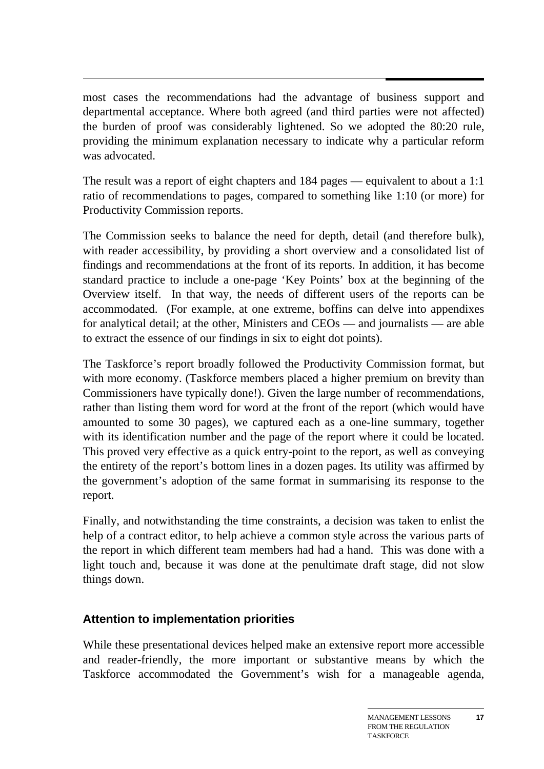most cases the recommendations had the advantage of business support and departmental acceptance. Where both agreed (and third parties were not affected) the burden of proof was considerably lightened. So we adopted the 80:20 rule, providing the minimum explanation necessary to indicate why a particular reform was advocated.

The result was a report of eight chapters and 184 pages — equivalent to about a 1:1 ratio of recommendations to pages, compared to something like 1:10 (or more) for Productivity Commission reports.

The Commission seeks to balance the need for depth, detail (and therefore bulk), with reader accessibility, by providing a short overview and a consolidated list of findings and recommendations at the front of its reports. In addition, it has become standard practice to include a one-page 'Key Points' box at the beginning of the Overview itself. In that way, the needs of different users of the reports can be accommodated. (For example, at one extreme, boffins can delve into appendixes for analytical detail; at the other, Ministers and CEOs — and journalists — are able to extract the essence of our findings in six to eight dot points).

The Taskforce's report broadly followed the Productivity Commission format, but with more economy. (Taskforce members placed a higher premium on brevity than Commissioners have typically done!). Given the large number of recommendations, rather than listing them word for word at the front of the report (which would have amounted to some 30 pages), we captured each as a one-line summary, together with its identification number and the page of the report where it could be located. This proved very effective as a quick entry-point to the report, as well as conveying the entirety of the report's bottom lines in a dozen pages. Its utility was affirmed by the government's adoption of the same format in summarising its response to the report.

Finally, and notwithstanding the time constraints, a decision was taken to enlist the help of a contract editor, to help achieve a common style across the various parts of the report in which different team members had had a hand. This was done with a light touch and, because it was done at the penultimate draft stage, did not slow things down.

### Attention to implementation priorities

While these presentational devices helped make an extensive report more accessible and reader-friendly, the more important or substantive means by which the Taskforce accommodated the Government's wish for a manageable agenda,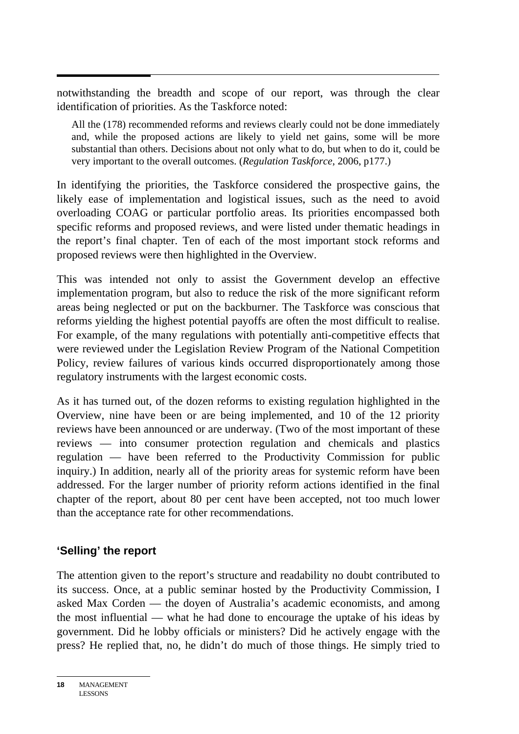notwithstanding the breadth and scope of our report, was through the clear identification of priorities. As the Taskforce noted:

> All the (178) recommended reforms and reviews clearly could not be done immediately and, while the proposed actions are likely to yield net gains, some will be more substantial than others. Decisions about not only what to do, but when to do it, could be very important to the overall outcomes. (*Regulation Taskforce*, 2006, p177.)

In identifying the priorities, the Taskforce considered the prospective gains, the likely ease of implementation and logistical issues, such as the need to avoid overloading COAG or particular portfolio areas. Its priorities encompassed both specific reforms and proposed reviews, and were listed under thematic headings in the report's final chapter. Ten of each of the most important stock reforms and proposed reviews were then highlighted in the Overview.

This was intended not only to assist the Government develop an effective implementation program, but also to reduce the risk of the more significant reform areas being neglected or put on the backburner. The Taskforce was conscious that reforms yielding the highest potential payoffs are often the most difficult to realise. For example, of the many regulations with potentially anti-competitive effects that were reviewed under the Legislation Review Program of the National Competition Policy, review failures of various kinds occurred disproportionately among those regulatory instruments with the largest economic costs.

As it has turned out, of the dozen reforms to existing regulation highlighted in the Overview, nine have been or are being implemented, and 10 of the 12 priority reviews have been announced or are underway. (Two of the most important of these reviews — into consumer protection regulation and chemicals and plastics regulation — have been referred to the Productivity Commission for public inquiry.) In addition, nearly all of the priority areas for systemic reform have been addressed. For the larger number of priority reform actions identified in the final chapter of the report, about 80 per cent have been accepted, not too much lower than the acceptance rate for other recommendations.

### 'Selling' the report

The attention given to the report's structure and readability no doubt contributed to its success. Once, at a public seminar hosted by the Productivity Commission, I asked Max Corden — the doyen of Australia's academic economists, and among the most influential — what he had done to encourage the uptake of his ideas by government. Did he lobby officials or ministers? Did he actively engage with the press? He replied that, no, he didn't do much of those things. He simply tried to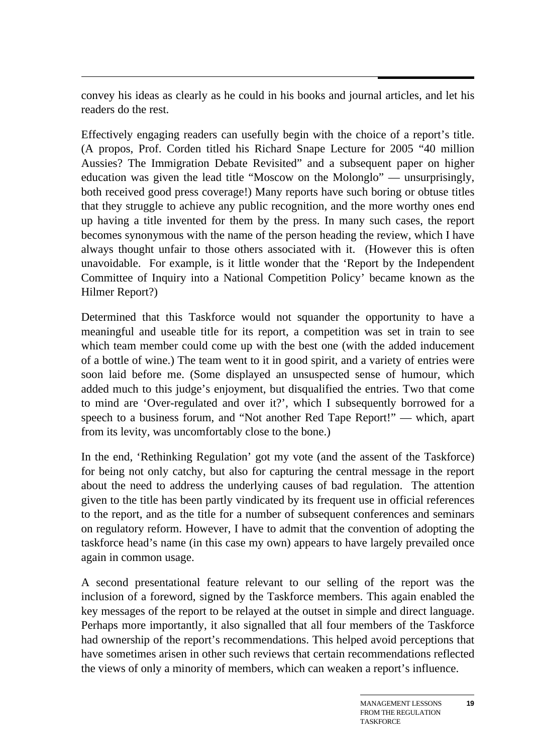convey his ideas as clearly as he could in his books and journal articles, and let his readers do the rest.

Effectively engaging readers can usefully begin with the choice of a report's title. (A propos, Prof. Corden titled his Richard Snape Lecture for 2005 "40 million Aussies? The Immigration Debate Revisited" and a subsequent paper on higher education was given the lead title "Moscow on the Molonglo" — unsurprisingly, both received good press coverage!) Many reports have such boring or obtuse titles that they struggle to achieve any public recognition, and the more worthy ones end up having a title invented for them by the press. In many such cases, the report becomes synonymous with the name of the person heading the review, which I have always thought unfair to those others associated with it. (However this is often unavoidable. For example, is it little wonder that the 'Report by the Independent Committee of Inquiry into a National Competition Policy' became known as the Hilmer Report?)

Determined that this Taskforce would not squander the opportunity to have a meaningful and useable title for its report, a competition was set in train to see which team member could come up with the best one (with the added inducement of a bottle of wine.) The team went to it in good spirit, and a variety of entries were soon laid before me. (Some displayed an unsuspected sense of humour, which added much to this judge's enjoyment, but disqualified the entries. Two that come to mind are 'Over-regulated and over it?', which I subsequently borrowed for a speech to a business forum, and "Not another Red Tape Report!" — which, apart from its levity, was uncomfortably close to the bone.)

In the end, 'Rethinking Regulation' got my vote (and the assent of the Taskforce) for being not only catchy, but also for capturing the central message in the report about the need to address the underlying causes of bad regulation. The attention given to the title has been partly vindicated by its frequent use in official references to the report, and as the title for a number of subsequent conferences and seminars on regulatory reform. However, I have to admit that the convention of adopting the taskforce head's name (in this case my own) appears to have largely prevailed once again in common usage.

A second presentational feature relevant to our selling of the report was the inclusion of a foreword, signed by the Taskforce members. This again enabled the key messages of the report to be relayed at the outset in simple and direct language. Perhaps more importantly, it also signalled that all four members of the Taskforce had ownership of the report's recommendations. This helped avoid perceptions that have sometimes arisen in other such reviews that certain recommendations reflected the views of only a minority of members, which can weaken a report's influence.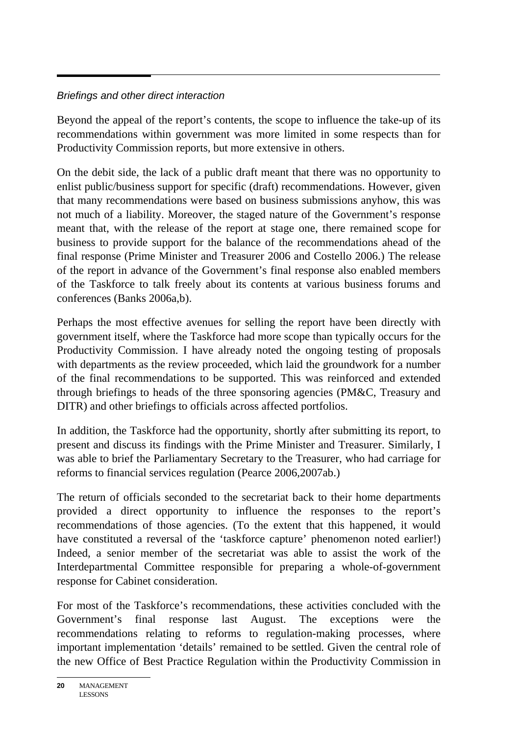*Briefings and other direct interaction*

Beyond the appeal of the report's contents, the scope to influence the take-up of its recommendations within government was more limited in some respects than for Productivity Commission reports, but more extensive in others.

On the debit side, the lack of a public draft meant that there was no opportunity to enlist public/business support for specific (draft) recommendations. However, given that many recommendations were based on business submissions anyhow, this was not much of a liability. Moreover, the staged nature of the Government's response meant that, with the release of the report at stage one, there remained scope for business to provide support for the balance of the recommendations ahead of the final response (Prime Minister and Treasurer 2006 and Costello 2006.) The release of the report in advance of the Government's final response also enabled members of the Taskforce to talk freely about its contents at various business forums and conferences (Banks 2006a,b).

Perhaps the most effective avenues for selling the report have been directly with government itself, where the Taskforce had more scope than typically occurs for the Productivity Commission. I have already noted the ongoing testing of proposals with departments as the review proceeded, which laid the groundwork for a number of the final recommendations to be supported. This was reinforced and extended through briefings to heads of the three sponsoring agencies (PM&C, Treasury and DITR) and other briefings to officials across affected portfolios.

In addition, the Taskforce had the opportunity, shortly after submitting its report, to present and discuss its findings with the Prime Minister and Treasurer. Similarly, I was able to brief the Parliamentary Secretary to the Treasurer, who had carriage for reforms to financial services regulation (Pearce 2006,2007ab.)

The return of officials seconded to the secretariat back to their home departments provided a direct opportunity to influence the responses to the report's recommendations of those agencies. (To the extent that this happened, it would have constituted a reversal of the 'taskforce capture' phenomenon noted earlier!) Indeed, a senior member of the secretariat was able to assist the work of the Interdepartmental Committee responsible for preparing a whole-of-government response for Cabinet consideration.

For most of the Taskforce's recommendations, these activities concluded with the Government's final response last August. The exceptions were the recommendations relating to reforms to regulation-making processes, where important implementation 'details' remained to be settled. Given the central role of the new Office of Best Practice Regulation within the Productivity Commission in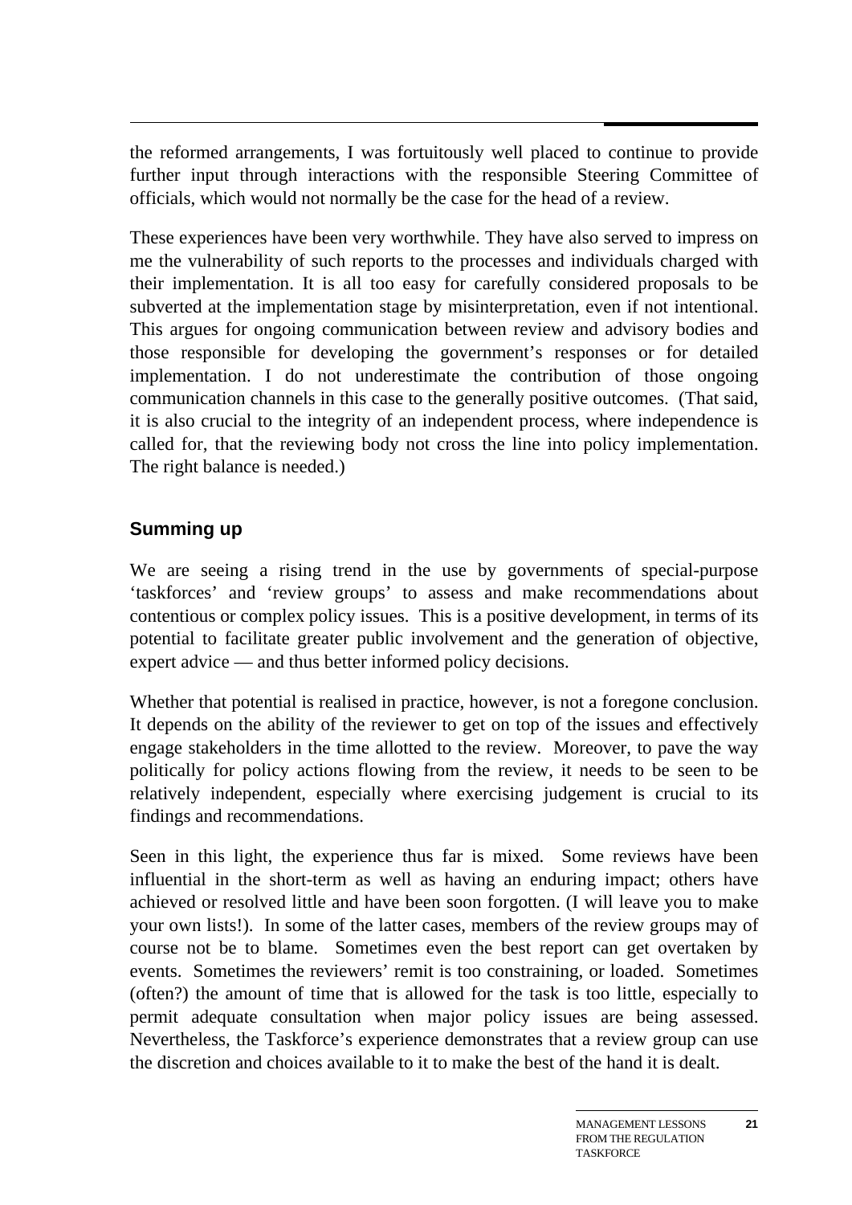the reformed arrangements, I was fortuitously well placed to continue to provide further input through interactions with the responsible Steering Committee of officials, which would not normally be the case for the head of a review.

These experiences have been very worthwhile. They have also served to impress on me the vulnerability of such reports to the processes and individuals charged with their implementation. It is all too easy for carefully considered proposals to be subverted at the implementation stage by misinterpretation, even if not intentional. This argues for ongoing communication between review and advisory bodies and those responsible for developing the government's responses or for detailed implementation. I do not underestimate the contribution of those ongoing communication channels in this case to the generally positive outcomes. (That said, it is also crucial to the integrity of an independent process, where independence is called for, that the reviewing body not cross the line into policy implementation. The right balance is needed.)

## Summing up

We are seeing a rising trend in the use by governments of special-purpose 'taskforces' and 'review groups' to assess and make recommendations about contentious or complex policy issues. This is a positive development, in terms of its potential to facilitate greater public involvement and the generation of objective, expert advice — and thus better informed policy decisions.

Whether that potential is realised in practice, however, is not a foregone conclusion. It depends on the ability of the reviewer to get on top of the issues and effectively engage stakeholders in the time allotted to the review. Moreover, to pave the way politically for policy actions flowing from the review, it needs to be seen to be relatively independent, especially where exercising judgement is crucial to its findings and recommendations.

Seen in this light, the experience thus far is mixed. Some reviews have been influential in the short-term as well as having an enduring impact; others have achieved or resolved little and have been soon forgotten. (I will leave you to make your own lists!). In some of the latter cases, members of the review groups may of course not be to blame. Sometimes even the best report can get overtaken by events. Sometimes the reviewers' remit is too constraining, or loaded. Sometimes (often?) the amount of time that is allowed for the task is too little, especially to permit adequate consultation when major policy issues are being assessed. Nevertheless, the Taskforce's experience demonstrates that a review group can use the discretion and choices available to it to make the best of the hand it is dealt.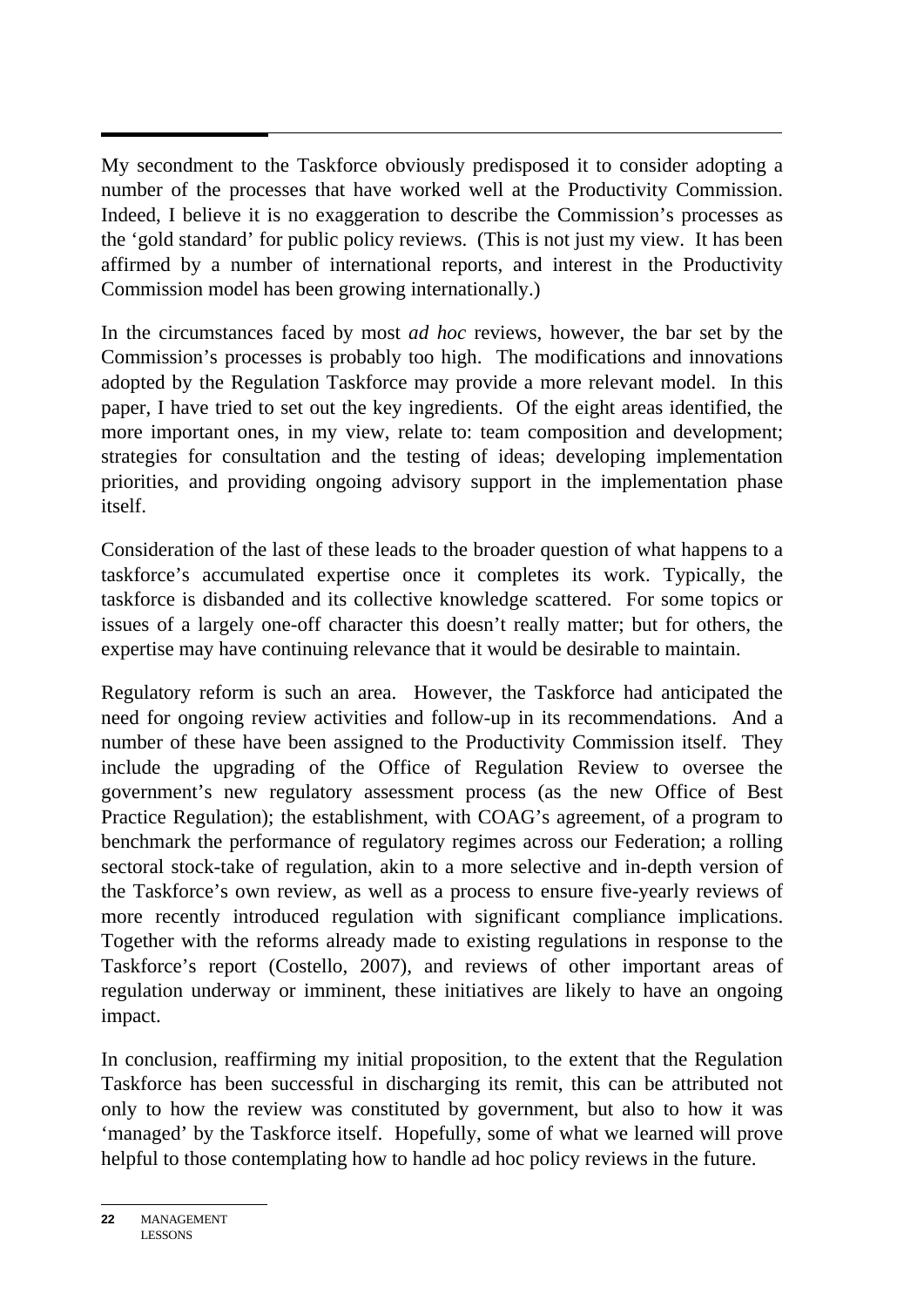My secondment to the Taskforce obviously predisposed it to consider adopting a number of the processes that have worked well at the Productivity Commission. Indeed, I believe it is no exaggeration to describe the Commission's processes as the 'gold standard' for public policy reviews. (This is not just my view. It has been affirmed by a number of international reports, and interest in the Productivity Commission model has been growing internationally.)

In the circumstances faced by most *ad hoc* reviews, however, the bar set by the Commission's processes is probably too high. The modifications and innovations adopted by the Regulation Taskforce may provide a more relevant model. In this paper, I have tried to set out the key ingredients. Of the eight areas identified, the more important ones, in my view, relate to: team composition and development; strategies for consultation and the testing of ideas; developing implementation priorities, and providing ongoing advisory support in the implementation phase itself.

Consideration of the last of these leads to the broader question of what happens to a taskforce's accumulated expertise once it completes its work. Typically, the taskforce is disbanded and its collective knowledge scattered. For some topics or issues of a largely one-off character this doesn't really matter; but for others, the expertise may have continuing relevance that it would be desirable to maintain.

Regulatory reform is such an area. However, the Taskforce had anticipated the need for ongoing review activities and follow-up in its recommendations. And a number of these have been assigned to the Productivity Commission itself. They include the upgrading of the Office of Regulation Review to oversee the government's new regulatory assessment process (as the new Office of Best Practice Regulation); the establishment, with COAG's agreement, of a program to benchmark the performance of regulatory regimes across our Federation; a rolling sectoral stock-take of regulation, akin to a more selective and in-depth version of the Taskforce's own review, as well as a process to ensure five-yearly reviews of more recently introduced regulation with significant compliance implications. Together with the reforms already made to existing regulations in response to the Taskforce's report (Costello, 2007), and reviews of other important areas of regulation underway or imminent, these initiatives are likely to have an ongoing impact.

In conclusion, reaffirming my initial proposition, to the extent that the Regulation Taskforce has been successful in discharging its remit, this can be attributed not only to how the review was constituted by government, but also to how it was 'managed' by the Taskforce itself. Hopefully, some of what we learned will prove helpful to those contemplating how to handle ad hoc policy reviews in the future.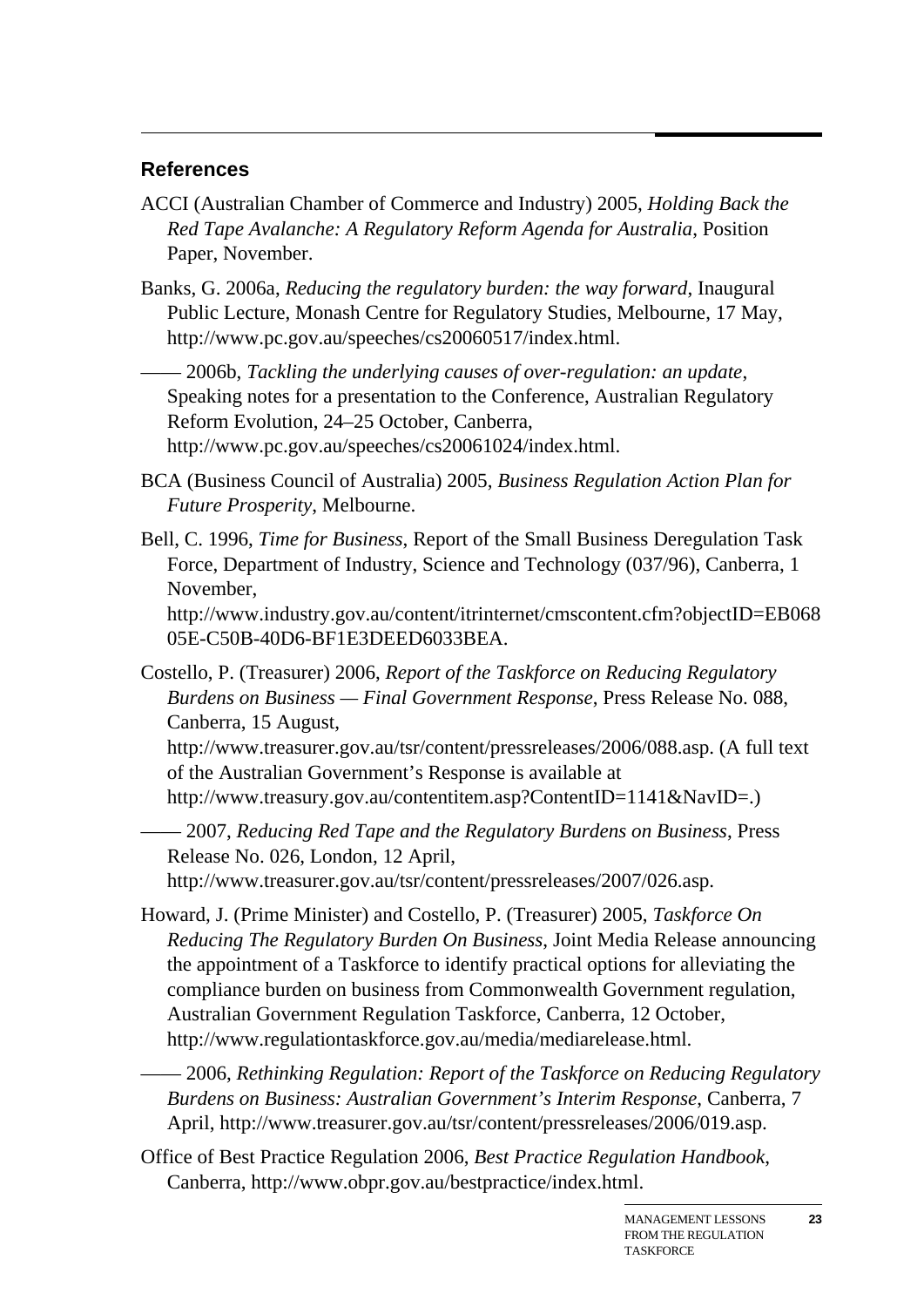## References

ACCI (Australian Chamber of Commerce and Industry) 2005, *Holding Back the Red Tape Avalanche: A Regulatory Reform Agenda for Australia*, Position Paper, November.

Banks, G. 2006a, *Reducing the regulatory burden: the way forward*, Inaugural Public Lecture, Monash Centre for Regulatory Studies, Melbourne, 17 May, http://www.pc.gov.au/speeches/cs20060517/index.html.

—— 2006b, *Tackling the underlying causes of over-regulation: an update*, Speaking notes for a presentation to the Conference, Australian Regulatory Reform Evolution, 24–25 October, Canberra, http://www.pc.gov.au/speeches/cs20061024/index.html.

BCA (Business Council of Australia) 2005, *Business Regulation Action Plan for Future Prosperity*, Melbourne.

Bell, C. 1996, *Time for Business*, Report of the Small Business Deregulation Task Force, Department of Industry, Science and Technology (037/96), Canberra, 1 November, http://www.industry.gov.au/content/itrinternet/cmscontent.cfm?objectID=EB06805E-C50B-40D6-BF1E3DEED6033BEA.

Costello, P. (Treasurer) 2006, *Report of the Taskforce on Reducing Regulatory Burdens on Business — Final Government Response*, Press Release No. 088, Canberra, 15 August, http://www.treasurer.gov.au/tsr/content/pressreleases/2006/088.asp. (A full text of the Australian Government's Response is available at http://www.treasury.gov.au/contentitem.asp?ContentID=1141&NavID=.)

—— 2007, *Reducing Red Tape and the Regulatory Burdens on Business*, Press Release No. 026, London, 12 April, http://www.treasurer.gov.au/tsr/content/pressreleases/2007/026.asp.

Howard, J. (Prime Minister) and Costello, P. (Treasurer) 2005, *Taskforce On Reducing The Regulatory Burden On Business*, Joint Media Release announcing the appointment of a Taskforce to identify practical options for alleviating the compliance burden on business from Commonwealth Government regulation, Australian Government Regulation Taskforce, Canberra, 12 October, http://www.regulationtaskforce.gov.au/media/mediarelease.html.

—— 2006, *Rethinking Regulation: Report of the Taskforce on Reducing Regulatory Burdens on Business: Australian Government's Interim Response*, Canberra, 7 April, http://www.treasurer.gov.au/tsr/content/pressreleases/2006/019.asp.

Office of Best Practice Regulation 2006, *Best Practice Regulation Handbook*, Canberra, http://www.obpr.gov.au/bestpractice/index.html.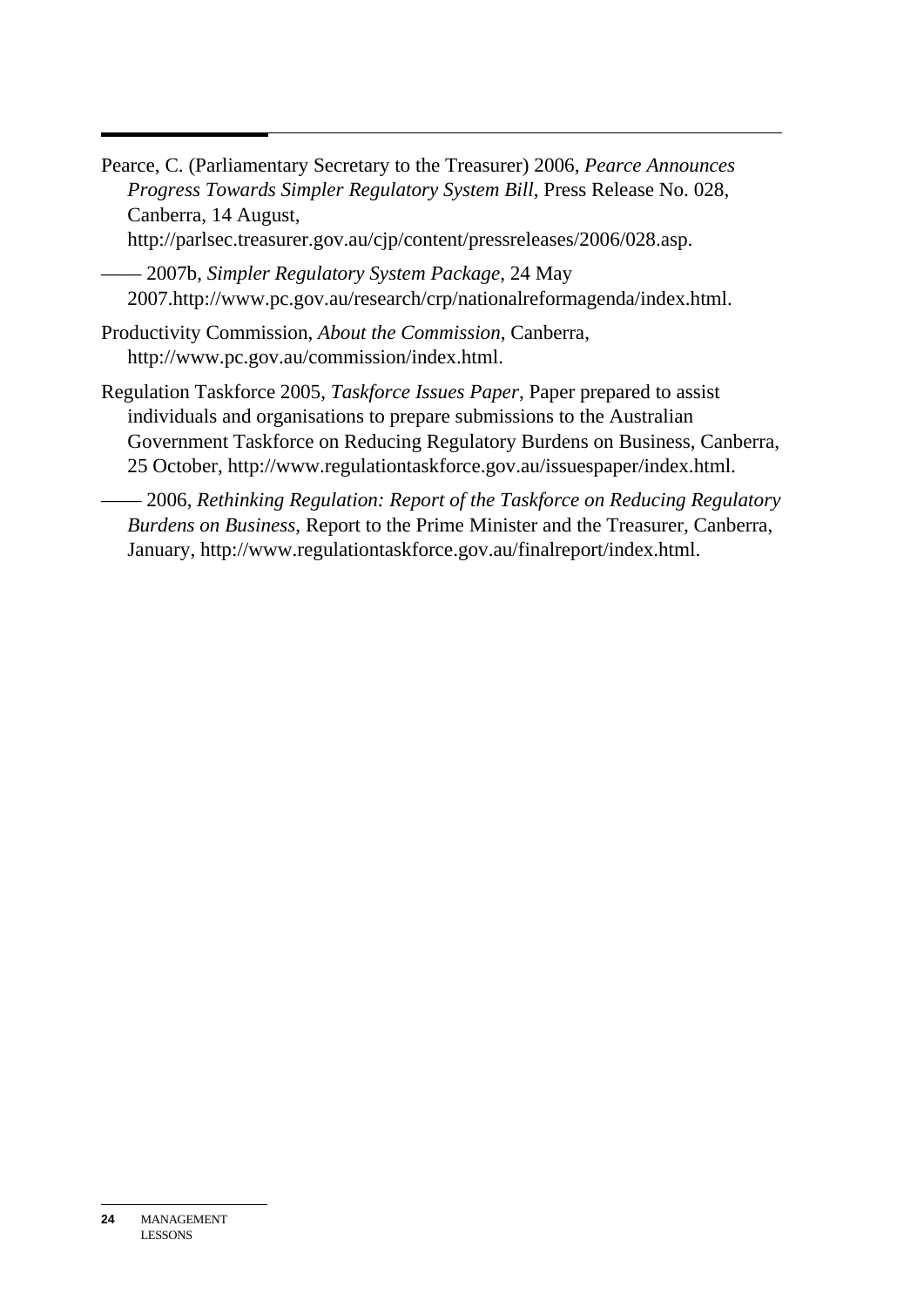Pearce, C. (Parliamentary Secretary to the Treasurer) 2006, *Pearce Announces Progress Towards Simpler Regulatory System Bill*, Press Release No. 028, Canberra, 14 August, http://parlsec.treasurer.gov.au/cjp/content/pressreleases/2006/028.asp.

—— 2007b, *Simpler Regulatory System Package*, 24 May 2007.http://www.pc.gov.au/research/crp/nationalreformagenda/index.html.

Productivity Commission, *About the Commission*, Canberra, http://www.pc.gov.au/commission/index.html.

Regulation Taskforce 2005, *Taskforce Issues Paper*, Paper prepared to assist individuals and organisations to prepare submissions to the Australian Government Taskforce on Reducing Regulatory Burdens on Business, Canberra, 25 October, http://www.regulationtaskforce.gov.au/issuespaper/index.html.

—— 2006, *Rethinking Regulation: Report of the Taskforce on Reducing Regulatory Burdens on Business*, Report to the Prime Minister and the Treasurer, Canberra, January, http://www.regulationtaskforce.gov.au/finalreport/index.html.